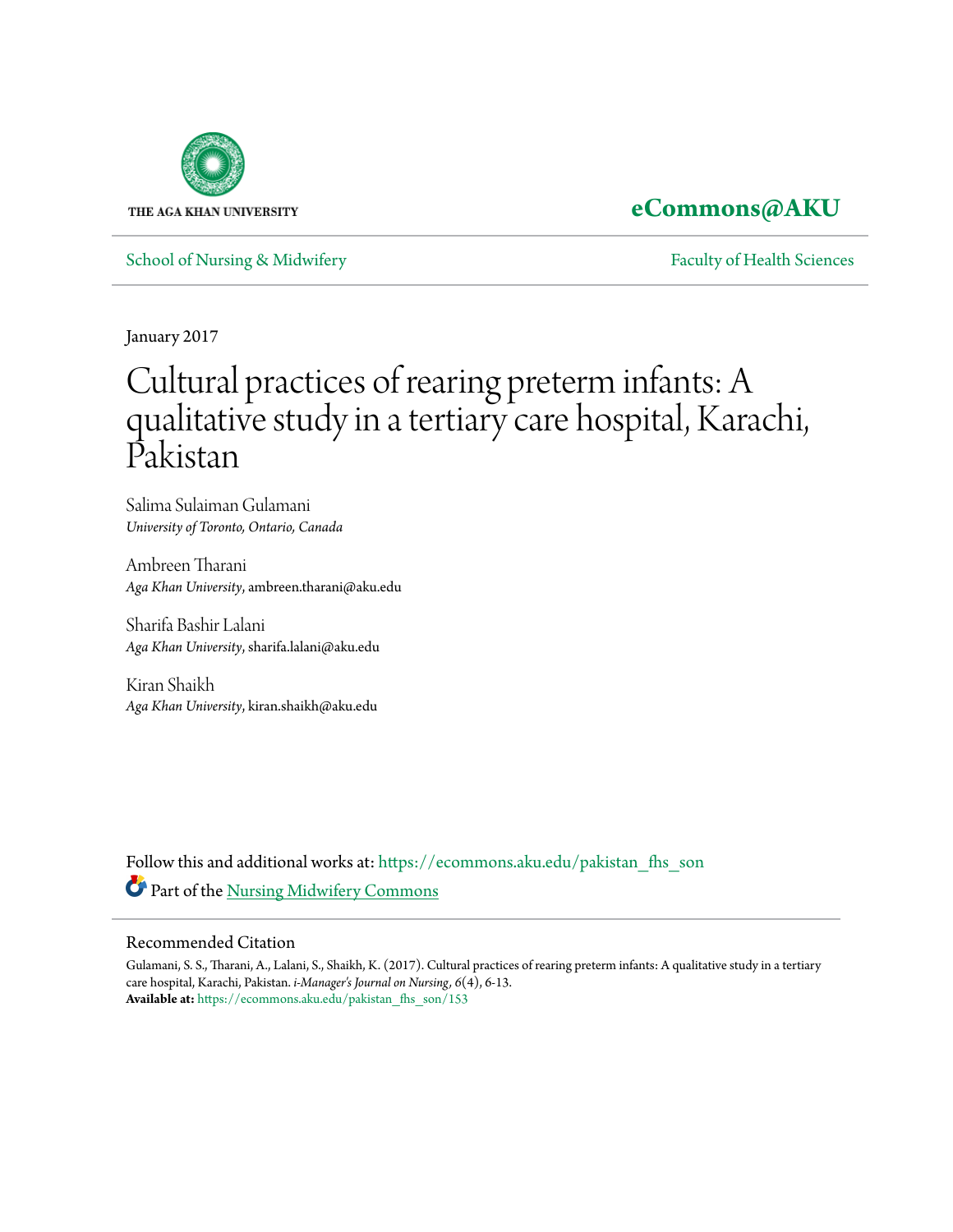THE AGA KHAN UNIVERSITY

**eCommons@AKU**

School of Nursing & Midwifery — Faculty of Health Sciences

January 2017

# Cultural practices of rearing preterm infants: A qualitative study in a tertiary care hospital, Karachi, Pakistan

Salima Sulaiman Gulamani
*University of Toronto, Ontario, Canada*

Ambreen Tharani
*Aga Khan University*, ambreen.tharani@aku.edu

Sharifa Bashir Lalani
*Aga Khan University*, sharifa.lalani@aku.edu

Kiran Shaikh
*Aga Khan University*, kiran.shaikh@aku.edu

Follow this and additional works at: https://ecommons.aku.edu/pakistan_fhs_son

Part of the Nursing Midwifery Commons

## Recommended Citation

Gulamani, S. S., Tharani, A., Lalani, S., Shaikh, K. (2017). Cultural practices of rearing preterm infants: A qualitative study in a tertiary care hospital, Karachi, Pakistan. *i-Manager's Journal on Nursing*, *6*(4), 6-13.
**Available at:** https://ecommons.aku.edu/pakistan_fhs_son/153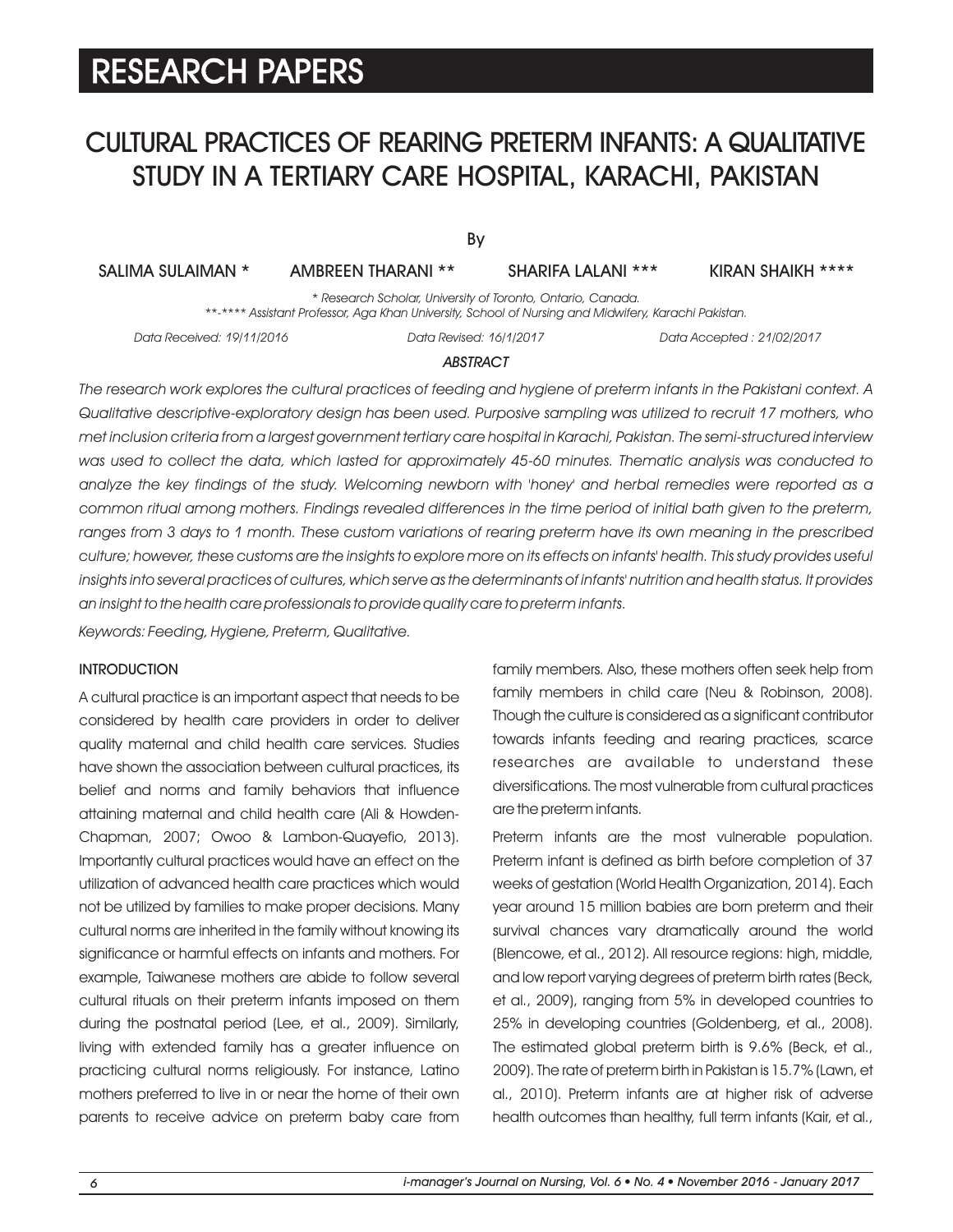# RESEARCH PAPERS

# CULTURAL PRACTICES OF REARING PRETERM INFANTS: A QUALITATIVE STUDY IN A TERTIARY CARE HOSPITAL, KARACHI, PAKISTAN

By

SALIMA SULAIMAN * AMBREEN THARANI ** SHARIFA LALANI *** KIRAN SHAIKH ****

*\* Research Scholar, University of Toronto, Ontario, Canada.*
*\*\*-\*\*\*\* Assistant Professor, Aga Khan University, School of Nursing and Midwifery, Karachi Pakistan.*

*Data Received: 19/11/2016 Data Revised: 16/1/2017 Data Accepted : 21/02/2017*

### *ABSTRACT*

*The research work explores the cultural practices of feeding and hygiene of preterm infants in the Pakistani context. A Qualitative descriptive-exploratory design has been used. Purposive sampling was utilized to recruit 17 mothers, who met inclusion criteria from a largest government tertiary care hospital in Karachi, Pakistan. The semi-structured interview was used to collect the data, which lasted for approximately 45-60 minutes. Thematic analysis was conducted to analyze the key findings of the study. Welcoming newborn with 'honey' and herbal remedies were reported as a common ritual among mothers. Findings revealed differences in the time period of initial bath given to the preterm, ranges from 3 days to 1 month. These custom variations of rearing preterm have its own meaning in the prescribed culture; however, these customs are the insights to explore more on its effects on infants' health. This study provides useful insights into several practices of cultures, which serve as the determinants of infants' nutrition and health status. It provides an insight to the health care professionals to provide quality care to preterm infants.*

*Keywords: Feeding, Hygiene, Preterm, Qualitative.*

## INTRODUCTION

A cultural practice is an important aspect that needs to be considered by health care providers in order to deliver quality maternal and child health care services. Studies have shown the association between cultural practices, its belief and norms and family behaviors that influence attaining maternal and child health care (Ali & Howden-Chapman, 2007; Owoo & Lambon-Quayefio, 2013). Importantly cultural practices would have an effect on the utilization of advanced health care practices which would not be utilized by families to make proper decisions. Many cultural norms are inherited in the family without knowing its significance or harmful effects on infants and mothers. For example, Taiwanese mothers are abide to follow several cultural rituals on their preterm infants imposed on them during the postnatal period (Lee, et al., 2009). Similarly, living with extended family has a greater influence on practicing cultural norms religiously. For instance, Latino mothers preferred to live in or near the home of their own parents to receive advice on preterm baby care from family members. Also, these mothers often seek help from family members in child care (Neu & Robinson, 2008). Though the culture is considered as a significant contributor towards infants feeding and rearing practices, scarce researches are available to understand these diversifications. The most vulnerable from cultural practices are the preterm infants.

Preterm infants are the most vulnerable population. Preterm infant is defined as birth before completion of 37 weeks of gestation (World Health Organization, 2014). Each year around 15 million babies are born preterm and their survival chances vary dramatically around the world (Blencowe, et al., 2012). All resource regions: high, middle, and low report varying degrees of preterm birth rates (Beck, et al., 2009), ranging from 5% in developed countries to 25% in developing countries (Goldenberg, et al., 2008). The estimated global preterm birth is 9.6% (Beck, et al., 2009). The rate of preterm birth in Pakistan is 15.7% (Lawn, et al., 2010). Preterm infants are at higher risk of adverse health outcomes than healthy, full term infants (Kair, et al.,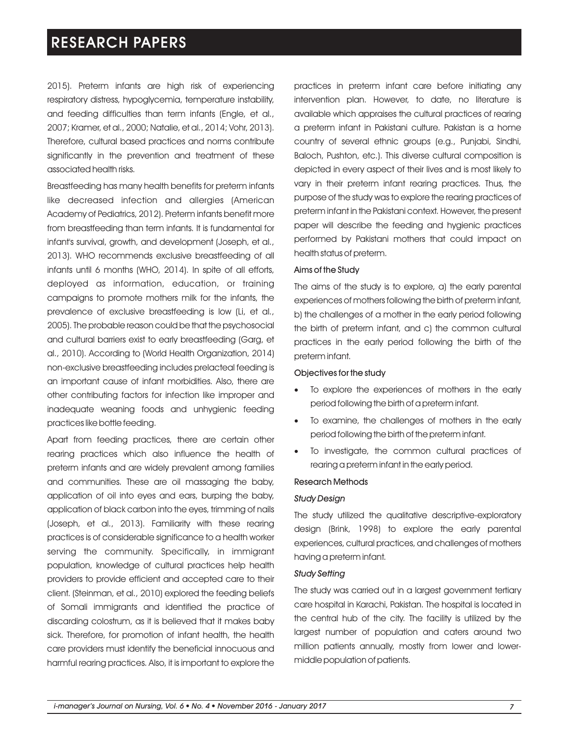2015). Preterm infants are high risk of experiencing respiratory distress, hypoglycemia, temperature instability, and feeding difficulties than term infants (Engle, et al., 2007; Kramer, et al., 2000; Natalie, et al., 2014; Vohr, 2013). Therefore, cultural based practices and norms contribute significantly in the prevention and treatment of these associated health risks.

Breastfeeding has many health benefits for preterm infants like decreased infection and allergies (American Academy of Pediatrics, 2012). Preterm infants benefit more from breastfeeding than term infants. It is fundamental for infant's survival, growth, and development (Joseph, et al., 2013). WHO recommends exclusive breastfeeding of all infants until 6 months (WHO, 2014). In spite of all efforts, deployed as information, education, or training campaigns to promote mothers milk for the infants, the prevalence of exclusive breastfeeding is low (Li, et al., 2005). The probable reason could be that the psychosocial and cultural barriers exist to early breastfeeding (Garg, et al., 2010). According to (World Health Organization, 2014) non-exclusive breastfeeding includes prelacteal feeding is an important cause of infant morbidities. Also, there are other contributing factors for infection like improper and inadequate weaning foods and unhygienic feeding practices like bottle feeding.

Apart from feeding practices, there are certain other rearing practices which also influence the health of preterm infants and are widely prevalent among families and communities. These are oil massaging the baby, application of oil into eyes and ears, burping the baby, application of black carbon into the eyes, trimming of nails (Joseph, et al., 2013). Familiarity with these rearing practices is of considerable significance to a health worker serving the community. Specifically, in immigrant population, knowledge of cultural practices help health providers to provide efficient and accepted care to their client. (Steinman, et al., 2010) explored the feeding beliefs of Somali immigrants and identified the practice of discarding colostrum, as it is believed that it makes baby sick. Therefore, for promotion of infant health, the health care providers must identify the beneficial innocuous and harmful rearing practices. Also, it is important to explore the practices in preterm infant care before initiating any intervention plan. However, to date, no literature is available which appraises the cultural practices of rearing a preterm infant in Pakistani culture. Pakistan is a home country of several ethnic groups (e.g., Punjabi, Sindhi, Baloch, Pushton, etc.). This diverse cultural composition is depicted in every aspect of their lives and is most likely to vary in their preterm infant rearing practices. Thus, the purpose of the study was to explore the rearing practices of preterm infant in the Pakistani context. However, the present paper will describe the feeding and hygienic practices performed by Pakistani mothers that could impact on health status of preterm.

### Aims of the Study

The aims of the study is to explore, a) the early parental experiences of mothers following the birth of preterm infant, b) the challenges of a mother in the early period following the birth of preterm infant, and c) the common cultural practices in the early period following the birth of the preterm infant.

### Objectives for the study

- To explore the experiences of mothers in the early period following the birth of a preterm infant.
- To examine, the challenges of mothers in the early period following the birth of the preterm infant.
- To investigate, the common cultural practices of rearing a preterm infant in the early period.

### Research Methods

#### *Study Design*

The study utilized the qualitative descriptive-exploratory design (Brink, 1998) to explore the early parental experiences, cultural practices, and challenges of mothers having a preterm infant.

#### *Study Setting*

The study was carried out in a largest government tertiary care hospital in Karachi, Pakistan. The hospital is located in the central hub of the city. The facility is utilized by the largest number of population and caters around two million patients annually, mostly from lower and lower-middle population of patients.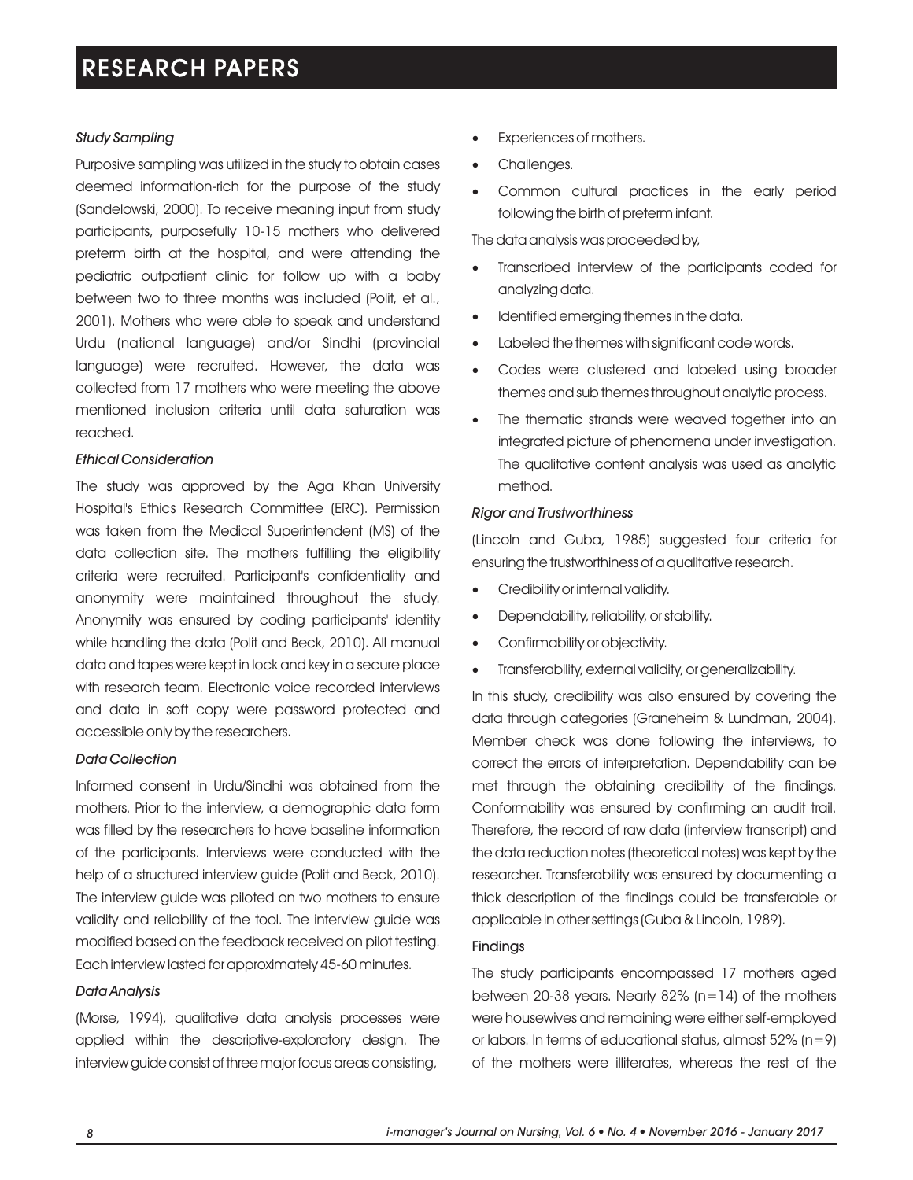### *Study Sampling*

Purposive sampling was utilized in the study to obtain cases deemed information-rich for the purpose of the study (Sandelowski, 2000). To receive meaning input from study participants, purposefully 10-15 mothers who delivered preterm birth at the hospital, and were attending the pediatric outpatient clinic for follow up with a baby between two to three months was included (Polit, et al., 2001). Mothers who were able to speak and understand Urdu (national language) and/or Sindhi (provincial language) were recruited. However, the data was collected from 17 mothers who were meeting the above mentioned inclusion criteria until data saturation was reached.

### *Ethical Consideration*

The study was approved by the Aga Khan University Hospital's Ethics Research Committee (ERC). Permission was taken from the Medical Superintendent (MS) of the data collection site. The mothers fulfilling the eligibility criteria were recruited. Participant's confidentiality and anonymity were maintained throughout the study. Anonymity was ensured by coding participants' identity while handling the data (Polit and Beck, 2010). All manual data and tapes were kept in lock and key in a secure place with research team. Electronic voice recorded interviews and data in soft copy were password protected and accessible only by the researchers.

### *Data Collection*

Informed consent in Urdu/Sindhi was obtained from the mothers. Prior to the interview, a demographic data form was filled by the researchers to have baseline information of the participants. Interviews were conducted with the help of a structured interview guide (Polit and Beck, 2010). The interview guide was piloted on two mothers to ensure validity and reliability of the tool. The interview guide was modified based on the feedback received on pilot testing. Each interview lasted for approximately 45-60 minutes.

### *Data Analysis*

(Morse, 1994), qualitative data analysis processes were applied within the descriptive-exploratory design. The interview guide consist of three major focus areas consisting,

- Experiences of mothers.
- Challenges.
- Common cultural practices in the early period following the birth of preterm infant.

The data analysis was proceeded by,

- Transcribed interview of the participants coded for analyzing data.
- Identified emerging themes in the data.
- Labeled the themes with significant code words.
- Codes were clustered and labeled using broader themes and sub themes throughout analytic process.
- The thematic strands were weaved together into an integrated picture of phenomena under investigation. The qualitative content analysis was used as analytic method.

### *Rigor and Trustworthiness*

(Lincoln and Guba, 1985) suggested four criteria for ensuring the trustworthiness of a qualitative research.

- Credibility or internal validity.
- Dependability, reliability, or stability.
- Confirmability or objectivity.
- Transferability, external validity, or generalizability.

In this study, credibility was also ensured by covering the data through categories (Graneheim & Lundman, 2004). Member check was done following the interviews, to correct the errors of interpretation. Dependability can be met through the obtaining credibility of the findings. Conformability was ensured by confirming an audit trail. Therefore, the record of raw data (interview transcript) and the data reduction notes (theoretical notes) was kept by the researcher. Transferability was ensured by documenting a thick description of the findings could be transferable or applicable in other settings (Guba & Lincoln, 1989).

## Findings

The study participants encompassed 17 mothers aged between 20-38 years. Nearly 82% (n=14) of the mothers were housewives and remaining were either self-employed or labors. In terms of educational status, almost 52% (n=9) of the mothers were illiterates, whereas the rest of the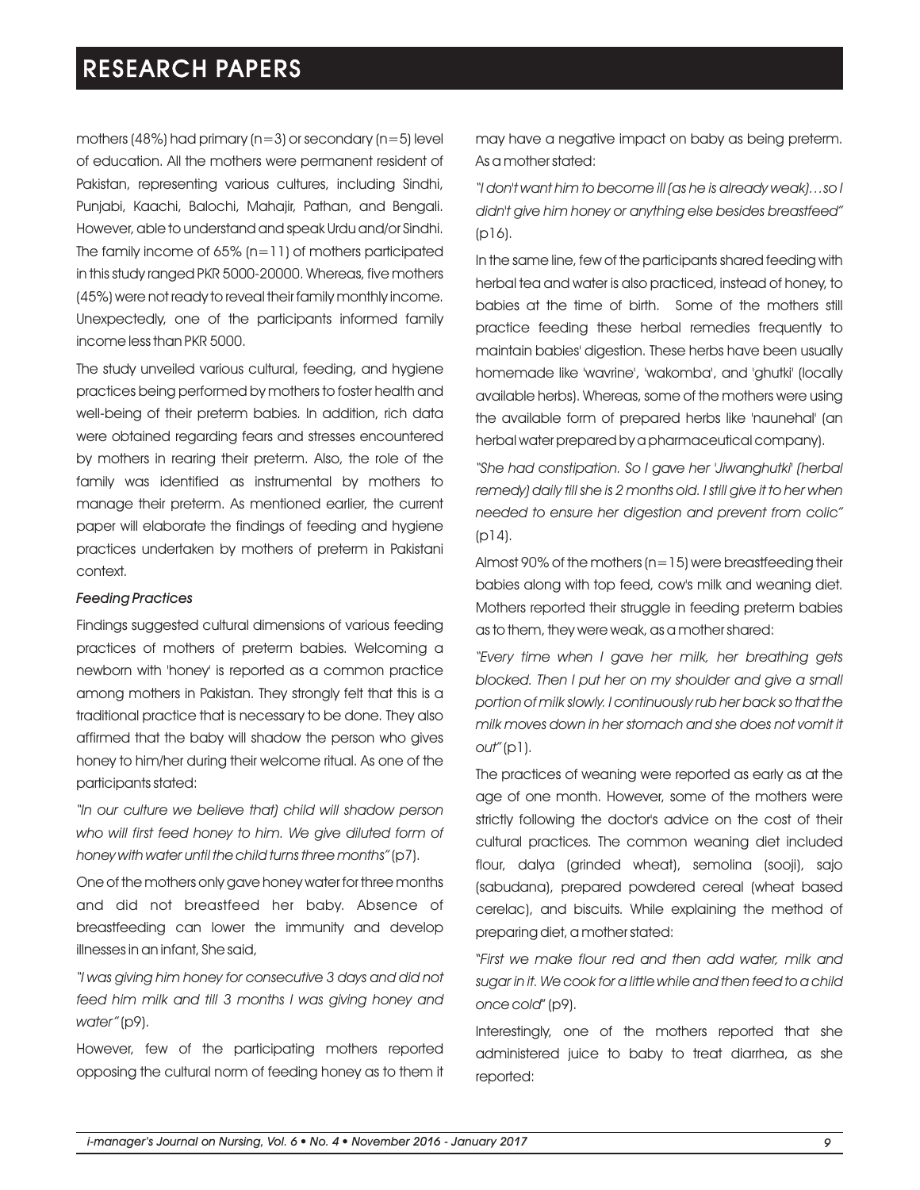mothers (48%) had primary (n=3) or secondary (n=5) level of education. All the mothers were permanent resident of Pakistan, representing various cultures, including Sindhi, Punjabi, Kaachi, Balochi, Mahajir, Pathan, and Bengali. However, able to understand and speak Urdu and/or Sindhi. The family income of 65% (n=11) of mothers participated in this study ranged PKR 5000-20000. Whereas, five mothers (45%) were not ready to reveal their family monthly income. Unexpectedly, one of the participants informed family income less than PKR 5000.

The study unveiled various cultural, feeding, and hygiene practices being performed by mothers to foster health and well-being of their preterm babies. In addition, rich data were obtained regarding fears and stresses encountered by mothers in rearing their preterm. Also, the role of the family was identified as instrumental by mothers to manage their preterm. As mentioned earlier, the current paper will elaborate the findings of feeding and hygiene practices undertaken by mothers of preterm in Pakistani context.

*Feeding Practices*

Findings suggested cultural dimensions of various feeding practices of mothers of preterm babies. Welcoming a newborn with 'honey' is reported as a common practice among mothers in Pakistan. They strongly felt that this is a traditional practice that is necessary to be done. They also affirmed that the baby will shadow the person who gives honey to him/her during their welcome ritual. As one of the participants stated:

*"In our culture we believe that) child will shadow person who will first feed honey to him. We give diluted form of honey with water until the child turns three months"* (p7).

One of the mothers only gave honey water for three months and did not breastfeed her baby. Absence of breastfeeding can lower the immunity and develop illnesses in an infant, She said,

*"I was giving him honey for consecutive 3 days and did not feed him milk and till 3 months I was giving honey and water"* (p9).

However, few of the participating mothers reported opposing the cultural norm of feeding honey as to them it may have a negative impact on baby as being preterm. As a mother stated:

*"I don't want him to become ill (as he is already weak)…so I didn't give him honey or anything else besides breastfeed"* (p16).

In the same line, few of the participants shared feeding with herbal tea and water is also practiced, instead of honey, to babies at the time of birth. Some of the mothers still practice feeding these herbal remedies frequently to maintain babies' digestion. These herbs have been usually homemade like 'wavrine', 'wakomba', and 'ghutki' (locally available herbs). Whereas, some of the mothers were using the available form of prepared herbs like 'naunehal' (an herbal water prepared by a pharmaceutical company).

*"She had constipation. So I gave her 'Jiwanghutki' (herbal remedy) daily till she is 2 months old. I still give it to her when needed to ensure her digestion and prevent from colic"* (p14).

Almost 90% of the mothers (n=15) were breastfeeding their babies along with top feed, cow's milk and weaning diet. Mothers reported their struggle in feeding preterm babies as to them, they were weak, as a mother shared:

*"Every time when I gave her milk, her breathing gets blocked. Then I put her on my shoulder and give a small portion of milk slowly. I continuously rub her back so that the milk moves down in her stomach and she does not vomit it out"* (p1).

The practices of weaning were reported as early as at the age of one month. However, some of the mothers were strictly following the doctor's advice on the cost of their cultural practices. The common weaning diet included flour, dalya (grinded wheat), semolina (sooji), sajo (sabudana), prepared powdered cereal (wheat based cerelac), and biscuits. While explaining the method of preparing diet, a mother stated:

"*First we make flour red and then add water, milk and sugar in it. We cook for a little while and then feed to a child once cold*" (p9).

Interestingly, one of the mothers reported that she administered juice to baby to treat diarrhea, as she reported: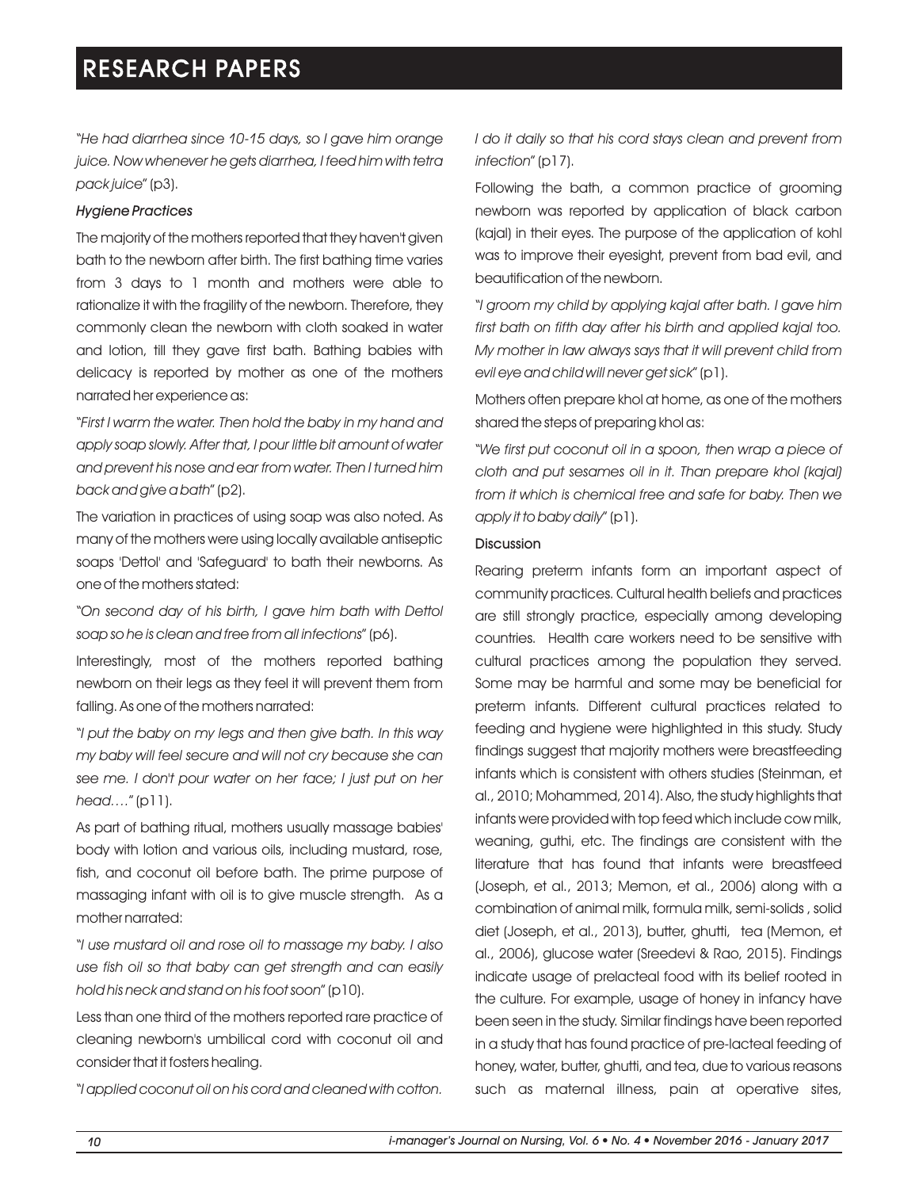"*He had diarrhea since 10-15 days, so I gave him orange juice. Now whenever he gets diarrhea, I feed him with tetra pack juice*" (p3).

### *Hygiene Practices*

The majority of the mothers reported that they haven't given bath to the newborn after birth. The first bathing time varies from 3 days to 1 month and mothers were able to rationalize it with the fragility of the newborn. Therefore, they commonly clean the newborn with cloth soaked in water and lotion, till they gave first bath. Bathing babies with delicacy is reported by mother as one of the mothers narrated her experience as:

"*First I warm the water. Then hold the baby in my hand and apply soap slowly. After that, I pour little bit amount of water and prevent his nose and ear from water. Then I turned him back and give a bath*" (p2).

The variation in practices of using soap was also noted. As many of the mothers were using locally available antiseptic soaps 'Dettol' and 'Safeguard' to bath their newborns. As one of the mothers stated:

"*On second day of his birth, I gave him bath with Dettol soap so he is clean and free from all infections*" (p6).

Interestingly, most of the mothers reported bathing newborn on their legs as they feel it will prevent them from falling. As one of the mothers narrated:

"*I put the baby on my legs and then give bath. In this way my baby will feel secure and will not cry because she can see me. I don't pour water on her face; I just put on her head….*" (p11).

As part of bathing ritual, mothers usually massage babies' body with lotion and various oils, including mustard, rose, fish, and coconut oil before bath. The prime purpose of massaging infant with oil is to give muscle strength. As a mother narrated:

"*I use mustard oil and rose oil to massage my baby. I also use fish oil so that baby can get strength and can easily hold his neck and stand on his foot soon*" (p10).

Less than one third of the mothers reported rare practice of cleaning newborn's umbilical cord with coconut oil and consider that it fosters healing.

"*I applied coconut oil on his cord and cleaned with cotton. I do it daily so that his cord stays clean and prevent from infection*" (p17).

Following the bath, a common practice of grooming newborn was reported by application of black carbon (kajal) in their eyes. The purpose of the application of kohl was to improve their eyesight, prevent from bad evil, and beautification of the newborn.

"*I groom my child by applying kajal after bath. I gave him first bath on fifth day after his birth and applied kajal too. My mother in law always says that it will prevent child from evil eye and child will never get sick*" (p1).

Mothers often prepare khol at home, as one of the mothers shared the steps of preparing khol as:

"*We first put coconut oil in a spoon, then wrap a piece of cloth and put sesames oil in it. Than prepare khol (kajal) from it which is chemical free and safe for baby. Then we apply it to baby daily*" (p1).

## Discussion

Rearing preterm infants form an important aspect of community practices. Cultural health beliefs and practices are still strongly practice, especially among developing countries. Health care workers need to be sensitive with cultural practices among the population they served. Some may be harmful and some may be beneficial for preterm infants. Different cultural practices related to feeding and hygiene were highlighted in this study. Study findings suggest that majority mothers were breastfeeding infants which is consistent with others studies (Steinman, et al., 2010; Mohammed, 2014). Also, the study highlights that infants were provided with top feed which include cow milk, weaning, guthi, etc. The findings are consistent with the literature that has found that infants were breastfeed (Joseph, et al., 2013; Memon, et al., 2006) along with a combination of animal milk, formula milk, semi-solids , solid diet (Joseph, et al., 2013), butter, ghutti, tea (Memon, et al., 2006), glucose water (Sreedevi & Rao, 2015). Findings indicate usage of prelacteal food with its belief rooted in the culture. For example, usage of honey in infancy have been seen in the study. Similar findings have been reported in a study that has found practice of pre-lacteal feeding of honey, water, butter, ghutti, and tea, due to various reasons such as maternal illness, pain at operative sites,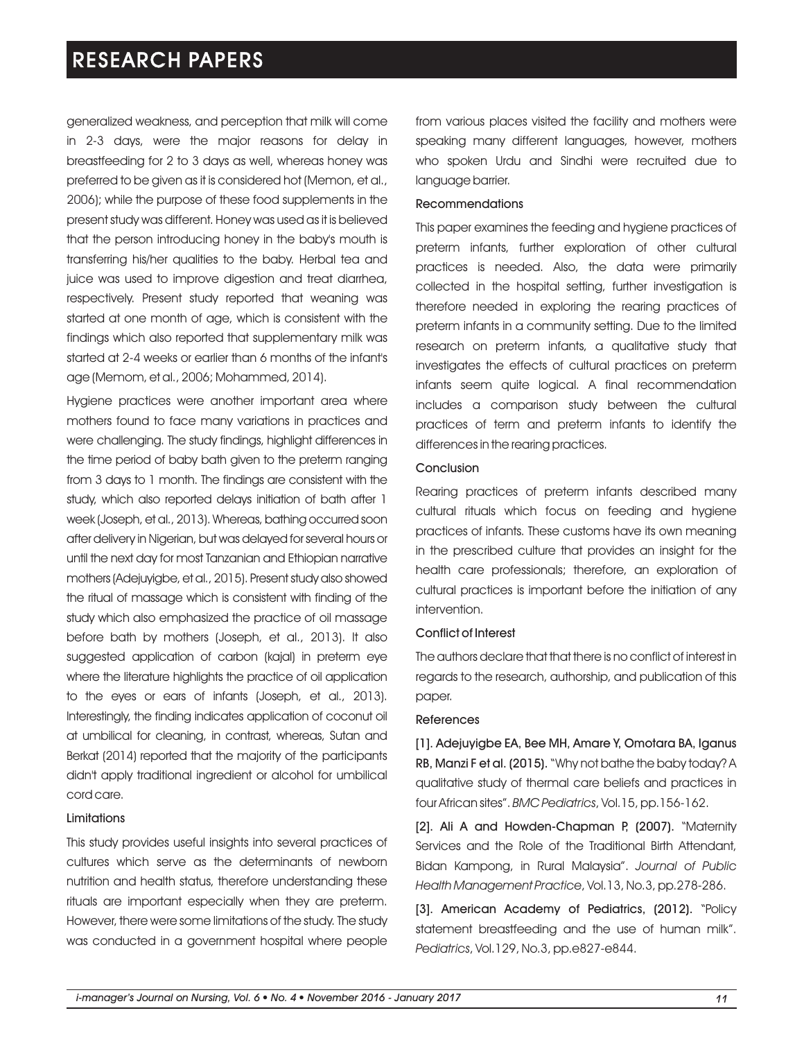generalized weakness, and perception that milk will come in 2-3 days, were the major reasons for delay in breastfeeding for 2 to 3 days as well, whereas honey was preferred to be given as it is considered hot (Memon, et al., 2006); while the purpose of these food supplements in the present study was different. Honey was used as it is believed that the person introducing honey in the baby's mouth is transferring his/her qualities to the baby. Herbal tea and juice was used to improve digestion and treat diarrhea, respectively. Present study reported that weaning was started at one month of age, which is consistent with the findings which also reported that supplementary milk was started at 2-4 weeks or earlier than 6 months of the infant's age (Memom, et al., 2006; Mohammed, 2014).

Hygiene practices were another important area where mothers found to face many variations in practices and were challenging. The study findings, highlight differences in the time period of baby bath given to the preterm ranging from 3 days to 1 month. The findings are consistent with the study, which also reported delays initiation of bath after 1 week (Joseph, et al., 2013). Whereas, bathing occurred soon after delivery in Nigerian, but was delayed for several hours or until the next day for most Tanzanian and Ethiopian narrative mothers (Adejuyigbe, et al., 2015). Present study also showed the ritual of massage which is consistent with finding of the study which also emphasized the practice of oil massage before bath by mothers (Joseph, et al., 2013). It also suggested application of carbon (kajal) in preterm eye where the literature highlights the practice of oil application to the eyes or ears of infants (Joseph, et al., 2013). Interestingly, the finding indicates application of coconut oil at umbilical for cleaning, in contrast, whereas, Sutan and Berkat (2014) reported that the majority of the participants didn't apply traditional ingredient or alcohol for umbilical cord care.

### Limitations

This study provides useful insights into several practices of cultures which serve as the determinants of newborn nutrition and health status, therefore understanding these rituals are important especially when they are preterm. However, there were some limitations of the study. The study was conducted in a government hospital where people from various places visited the facility and mothers were speaking many different languages, however, mothers who spoken Urdu and Sindhi were recruited due to language barrier.

### Recommendations

This paper examines the feeding and hygiene practices of preterm infants, further exploration of other cultural practices is needed. Also, the data were primarily collected in the hospital setting, further investigation is therefore needed in exploring the rearing practices of preterm infants in a community setting. Due to the limited research on preterm infants, a qualitative study that investigates the effects of cultural practices on preterm infants seem quite logical. A final recommendation includes a comparison study between the cultural practices of term and preterm infants to identify the differences in the rearing practices.

### Conclusion

Rearing practices of preterm infants described many cultural rituals which focus on feeding and hygiene practices of infants. These customs have its own meaning in the prescribed culture that provides an insight for the health care professionals; therefore, an exploration of cultural practices is important before the initiation of any intervention.

### Conflict of Interest

The authors declare that that there is no conflict of interest in regards to the research, authorship, and publication of this paper.

### References

**[1]. Adejuyigbe EA, Bee MH, Amare Y, Omotara BA, Iganus RB, Manzi F et al. (2015).** "Why not bathe the baby today? A qualitative study of thermal care beliefs and practices in four African sites". *BMC Pediatrics*, Vol.15, pp.156-162.

**[2]. Ali A and Howden-Chapman P, (2007).** "Maternity Services and the Role of the Traditional Birth Attendant, Bidan Kampong, in Rural Malaysia". *Journal of Public Health Management Practice*, Vol.13, No.3, pp.278-286.

**[3]. American Academy of Pediatrics, (2012).** "Policy statement breastfeeding and the use of human milk". *Pediatrics*, Vol.129, No.3, pp.e827-e844.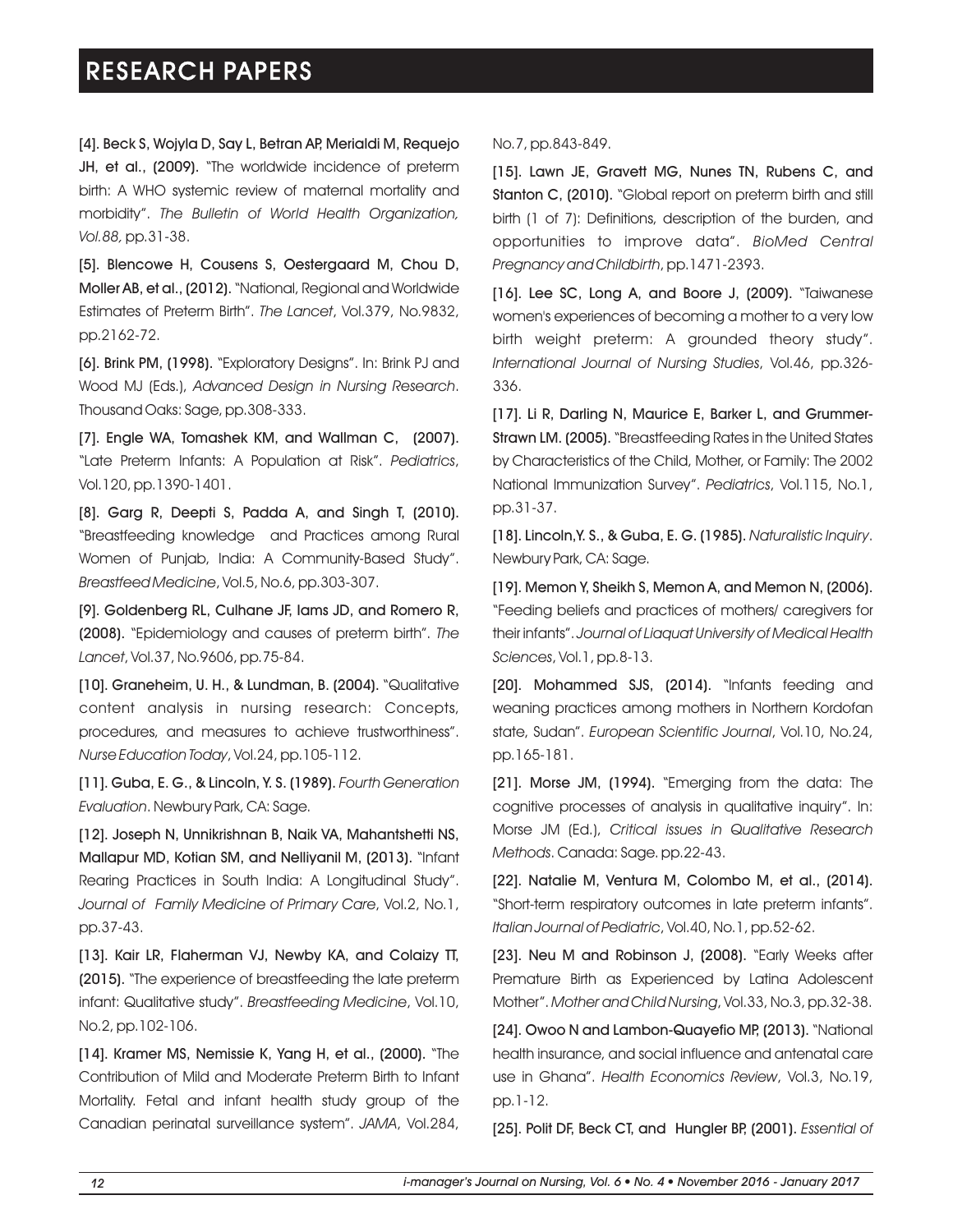[4]. Beck S, Wojyla D, Say L, Betran AP, Merialdi M, Requejo JH, et al., (2009). "The worldwide incidence of preterm birth: A WHO systemic review of maternal mortality and morbidity". *The Bulletin of World Health Organization, Vol.88*, pp.31-38.

[5]. Blencowe H, Cousens S, Oestergaard M, Chou D, Moller AB, et al., (2012). "National, Regional and Worldwide Estimates of Preterm Birth". *The Lancet*, Vol.379, No.9832, pp.2162-72.

[6]. Brink PM, (1998). "Exploratory Designs". In: Brink PJ and Wood MJ (Eds.), *Advanced Design in Nursing Research*. Thousand Oaks: Sage, pp.308-333.

[7]. Engle WA, Tomashek KM, and Wallman C, (2007). "Late Preterm Infants: A Population at Risk". *Pediatrics*, Vol.120, pp.1390-1401.

[8]. Garg R, Deepti S, Padda A, and Singh T, (2010). "Breastfeeding knowledge and Practices among Rural Women of Punjab, India: A Community-Based Study". *Breastfeed Medicine*, Vol.5, No.6, pp.303-307.

[9]. Goldenberg RL, Culhane JF, Iams JD, and Romero R, (2008). "Epidemiology and causes of preterm birth". *The Lancet*, Vol.37, No.9606, pp.75-84.

[10]. Graneheim, U. H., & Lundman, B. (2004). "Qualitative content analysis in nursing research: Concepts, procedures, and measures to achieve trustworthiness". *Nurse Education Today*, Vol.24, pp.105-112.

[11]. Guba, E. G., & Lincoln, Y. S. (1989). *Fourth Generation Evaluation*. Newbury Park, CA: Sage.

[12]. Joseph N, Unnikrishnan B, Naik VA, Mahantshetti NS, Mallapur MD, Kotian SM, and Nelliyanil M, (2013). "Infant Rearing Practices in South India: A Longitudinal Study". *Journal of Family Medicine of Primary Care*, Vol.2, No.1, pp.37-43.

[13]. Kair LR, Flaherman VJ, Newby KA, and Colaizy TT, (2015). "The experience of breastfeeding the late preterm infant: Qualitative study". *Breastfeeding Medicine*, Vol.10, No.2, pp.102-106.

[14]. Kramer MS, Nemissie K, Yang H, et al., (2000). "The Contribution of Mild and Moderate Preterm Birth to Infant Mortality. Fetal and infant health study group of the Canadian perinatal surveillance system". *JAMA*, Vol.284, No.7, pp.843-849.

[15]. Lawn JE, Gravett MG, Nunes TN, Rubens C, and Stanton C, (2010). "Global report on preterm birth and still birth (1 of 7): Definitions, description of the burden, and opportunities to improve data". *BioMed Central Pregnancy and Childbirth*, pp.1471-2393.

[16]. Lee SC, Long A, and Boore J, (2009). "Taiwanese women's experiences of becoming a mother to a very low birth weight preterm: A grounded theory study". *International Journal of Nursing Studies*, Vol.46, pp.326-336.

[17]. Li R, Darling N, Maurice E, Barker L, and Grummer-Strawn LM. (2005). "Breastfeeding Rates in the United States by Characteristics of the Child, Mother, or Family: The 2002 National Immunization Survey". *Pediatrics*, Vol.115, No.1, pp.31-37.

[18]. Lincoln,Y. S., & Guba, E. G. (1985). *Naturalistic Inquiry*. Newbury Park, CA: Sage.

[19]. Memon Y, Sheikh S, Memon A, and Memon N, (2006). "Feeding beliefs and practices of mothers/ caregivers for their infants". *Journal of Liaquat University of Medical Health Sciences*, Vol.1, pp.8-13.

[20]. Mohammed SJS, (2014). "Infants feeding and weaning practices among mothers in Northern Kordofan state, Sudan". *European Scientific Journal*, Vol.10, No.24, pp.165-181.

[21]. Morse JM, (1994). "Emerging from the data: The cognitive processes of analysis in qualitative inquiry". In: Morse JM (Ed.), *Critical issues in Qualitative Research Methods*. Canada: Sage. pp.22-43.

[22]. Natalie M, Ventura M, Colombo M, et al., (2014). "Short-term respiratory outcomes in late preterm infants". *Italian Journal of Pediatric*, Vol.40, No.1, pp.52-62.

[23]. Neu M and Robinson J, (2008). "Early Weeks after Premature Birth as Experienced by Latina Adolescent Mother". *Mother and Child Nursing*, Vol.33, No.3, pp.32-38.

[24]. Owoo N and Lambon-Quayefio MP, (2013). "National health insurance, and social influence and antenatal care use in Ghana". *Health Economics Review*, Vol.3, No.19, pp.1-12.

[25]. Polit DF, Beck CT, and Hungler BP, (2001). *Essential of*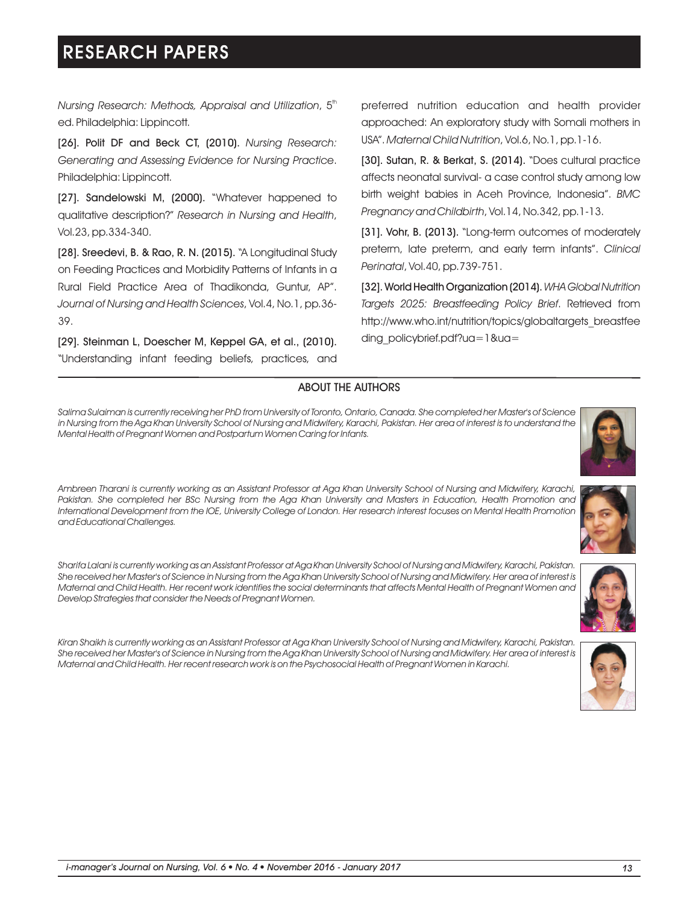*Nursing Research: Methods, Appraisal and Utilization*, 5th ed. Philadelphia: Lippincott.

**[26]. Polit DF and Beck CT, (2010).** *Nursing Research: Generating and Assessing Evidence for Nursing Practice*. Philadelphia: Lippincott.

**[27]. Sandelowski M, (2000).** "Whatever happened to qualitative description?" *Research in Nursing and Health*, Vol.23, pp.334-340.

**[28]. Sreedevi, B. & Rao, R. N. (2015).** "A Longitudinal Study on Feeding Practices and Morbidity Patterns of Infants in a Rural Field Practice Area of Thadikonda, Guntur, AP". *Journal of Nursing and Health Sciences*, Vol.4, No.1, pp.36-39.

**[29]. Steinman L, Doescher M, Keppel GA, et al., (2010).** "Understanding infant feeding beliefs, practices, and preferred nutrition education and health provider approached: An exploratory study with Somali mothers in USA". *Maternal Child Nutrition*, Vol.6, No.1, pp.1-16.

**[30]. Sutan, R. & Berkat, S. (2014).** "Does cultural practice affects neonatal survival- a case control study among low birth weight babies in Aceh Province, Indonesia". *BMC Pregnancy and Childbirth*, Vol.14, No.342, pp.1-13.

**[31]. Vohr, B. (2013).** "Long-term outcomes of moderately preterm, late preterm, and early term infants". *Clinical Perinatal*, Vol.40, pp.739-751.

**[32]. World Health Organization (2014).** *WHA Global Nutrition Targets 2025: Breastfeeding Policy Brief*. Retrieved from http://www.who.int/nutrition/topics/globaltargets_breastfeeding_policybrief.pdf?ua=1&ua=

## ABOUT THE AUTHORS

*Salima Sulaiman is currently receiving her PhD from University of Toronto, Ontario, Canada. She completed her Master's of Science in Nursing from the Aga Khan University School of Nursing and Midwifery, Karachi, Pakistan. Her area of interest is to understand the Mental Health of Pregnant Women and Postpartum Women Caring for Infants.*

*Ambreen Tharani is currently working as an Assistant Professor at Aga Khan University School of Nursing and Midwifery, Karachi, Pakistan. She completed her BSc Nursing from the Aga Khan University and Masters in Education, Health Promotion and International Development from the IOE, University College of London. Her research interest focuses on Mental Health Promotion and Educational Challenges.*

*Sharifa Lalani is currently working as an Assistant Professor at Aga Khan University School of Nursing and Midwifery, Karachi, Pakistan. She received her Master's of Science in Nursing from the Aga Khan University School of Nursing and Midwifery. Her area of interest is Maternal and Child Health. Her recent work identifies the social determinants that affects Mental Health of Pregnant Women and Develop Strategies that consider the Needs of Pregnant Women.*

*Kiran Shaikh is currently working as an Assistant Professor at Aga Khan University School of Nursing and Midwifery, Karachi, Pakistan. She received her Master's of Science in Nursing from the Aga Khan University School of Nursing and Midwifery. Her area of interest is Maternal and Child Health. Her recent research work is on the Psychosocial Health of Pregnant Women in Karachi.*